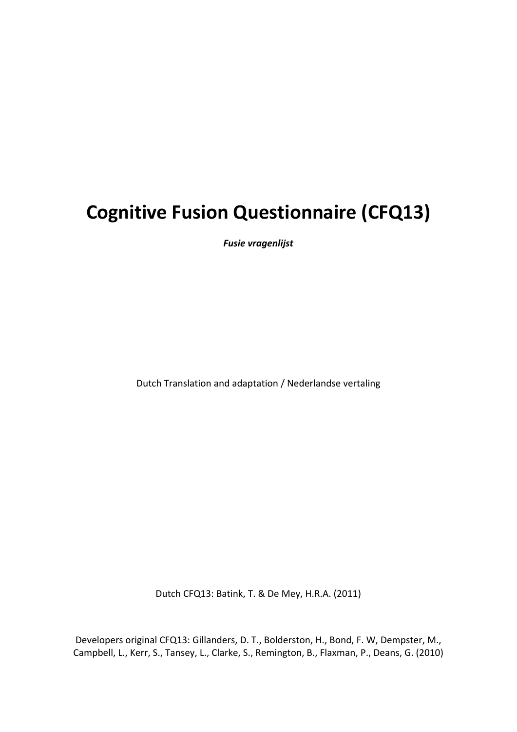# Cognitive Fusion Questionnaire (CFQ13)

***Fusie vragenlijst***

Dutch Translation and adaptation / Nederlandse vertaling

Dutch CFQ13: Batink, T. & De Mey, H.R.A. (2011)

Developers original CFQ13: Gillanders, D. T., Bolderston, H., Bond, F. W, Dempster, M., Campbell, L., Kerr, S., Tansey, L., Clarke, S., Remington, B., Flaxman, P., Deans, G. (2010)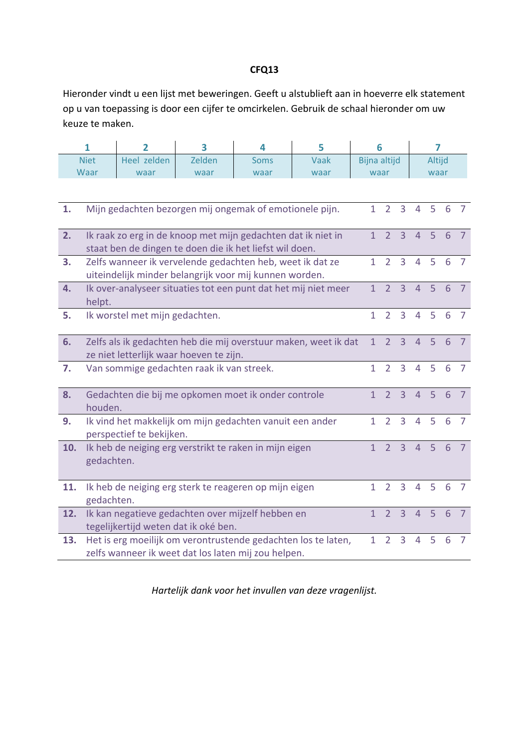# CFQ13

Hieronder vindt u een lijst met beweringen. Geeft u alstublieft aan in hoeverre elk statement op u van toepassing is door een cijfer te omcirkelen. Gebruik de schaal hieronder om uw keuze te maken.

| 1 | 2 | 3 | 4 | 5 | 6 | 7 |
|---|---|---|---|---|---|---|
| Niet Waar | Heel zelden waar | Zelden waar | Soms waar | Vaak waar | Bijna altijd waar | Altijd waar |

| | | | | | | | | |
|---|---|---|---|---|---|---|---|---|
| **1.** | Mijn gedachten bezorgen mij ongemak of emotionele pijn. | 1 | 2 | 3 | 4 | 5 | 6 | 7 |
| **2.** | Ik raak zo erg in de knoop met mijn gedachten dat ik niet in staat ben de dingen te doen die ik het liefst wil doen. | 1 | 2 | 3 | 4 | 5 | 6 | 7 |
| **3.** | Zelfs wanneer ik vervelende gedachten heb, weet ik dat ze uiteindelijk minder belangrijk voor mij kunnen worden. | 1 | 2 | 3 | 4 | 5 | 6 | 7 |
| **4.** | Ik over-analyseer situaties tot een punt dat het mij niet meer helpt. | 1 | 2 | 3 | 4 | 5 | 6 | 7 |
| **5.** | Ik worstel met mijn gedachten. | 1 | 2 | 3 | 4 | 5 | 6 | 7 |
| **6.** | Zelfs als ik gedachten heb die mij overstuur maken, weet ik dat ze niet letterlijk waar hoeven te zijn. | 1 | 2 | 3 | 4 | 5 | 6 | 7 |
| **7.** | Van sommige gedachten raak ik van streek. | 1 | 2 | 3 | 4 | 5 | 6 | 7 |
| **8.** | Gedachten die bij me opkomen moet ik onder controle houden. | 1 | 2 | 3 | 4 | 5 | 6 | 7 |
| **9.** | Ik vind het makkelijk om mijn gedachten vanuit een ander perspectief te bekijken. | 1 | 2 | 3 | 4 | 5 | 6 | 7 |
| **10.** | Ik heb de neiging erg verstrikt te raken in mijn eigen gedachten. | 1 | 2 | 3 | 4 | 5 | 6 | 7 |
| **11.** | Ik heb de neiging erg sterk te reageren op mijn eigen gedachten. | 1 | 2 | 3 | 4 | 5 | 6 | 7 |
| **12.** | Ik kan negatieve gedachten over mijzelf hebben en tegelijkertijd weten dat ik oké ben. | 1 | 2 | 3 | 4 | 5 | 6 | 7 |
| **13.** | Het is erg moeilijk om verontrustende gedachten los te laten, zelfs wanneer ik weet dat los laten mij zou helpen. | 1 | 2 | 3 | 4 | 5 | 6 | 7 |

*Hartelijk dank voor het invullen van deze vragenlijst.*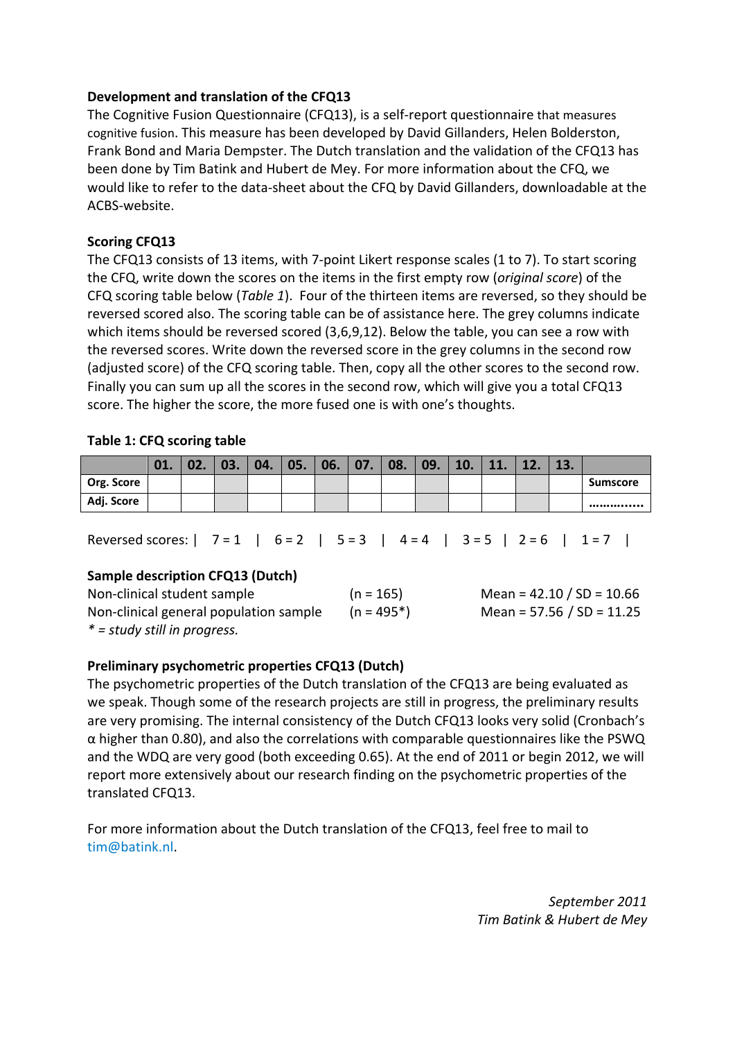**Development and translation of the CFQ13**

The Cognitive Fusion Questionnaire (CFQ13), is a self-report questionnaire that measures cognitive fusion. This measure has been developed by David Gillanders, Helen Bolderston, Frank Bond and Maria Dempster. The Dutch translation and the validation of the CFQ13 has been done by Tim Batink and Hubert de Mey. For more information about the CFQ, we would like to refer to the data-sheet about the CFQ by David Gillanders, downloadable at the ACBS-website.

**Scoring CFQ13**

The CFQ13 consists of 13 items, with 7-point Likert response scales (1 to 7). To start scoring the CFQ, write down the scores on the items in the first empty row (*original score*) of the CFQ scoring table below (*Table 1*). Four of the thirteen items are reversed, so they should be reversed scored also. The scoring table can be of assistance here. The grey columns indicate which items should be reversed scored (3,6,9,12). Below the table, you can see a row with the reversed scores. Write down the reversed score in the grey columns in the second row (adjusted score) of the CFQ scoring table. Then, copy all the other scores to the second row. Finally you can sum up all the scores in the second row, which will give you a total CFQ13 score. The higher the score, the more fused one is with one's thoughts.

**Table 1: CFQ scoring table**

| | 01. | 02. | 03. | 04. | 05. | 06. | 07. | 08. | 09. | 10. | 11. | 12. | 13. | |
|---|---|---|---|---|---|---|---|---|---|---|---|---|---|---|
| **Org. Score** | | | | | | | | | | | | | | **Sumscore** |
| **Adj. Score** | | | | | | | | | | | | | | ……….…... |

Reversed scores: | 7 = 1 | 6 = 2 | 5 = 3 | 4 = 4 | 3 = 5 | 2 = 6 | 1 = 7 |

**Sample description CFQ13 (Dutch)**

| | | |
|---|---|---|
| Non-clinical student sample | (n = 165) | Mean = 42.10 / SD = 10.66 |
| Non-clinical general population sample | (n = 495*) | Mean = 57.56 / SD = 11.25 |

*\* = study still in progress.*

**Preliminary psychometric properties CFQ13 (Dutch)**

The psychometric properties of the Dutch translation of the CFQ13 are being evaluated as we speak. Though some of the research projects are still in progress, the preliminary results are very promising. The internal consistency of the Dutch CFQ13 looks very solid (Cronbach's α higher than 0.80), and also the correlations with comparable questionnaires like the PSWQ and the WDQ are very good (both exceeding 0.65). At the end of 2011 or begin 2012, we will report more extensively about our research finding on the psychometric properties of the translated CFQ13.

For more information about the Dutch translation of the CFQ13, feel free to mail to tim@batink.nl.

*September 2011*
*Tim Batink & Hubert de Mey*